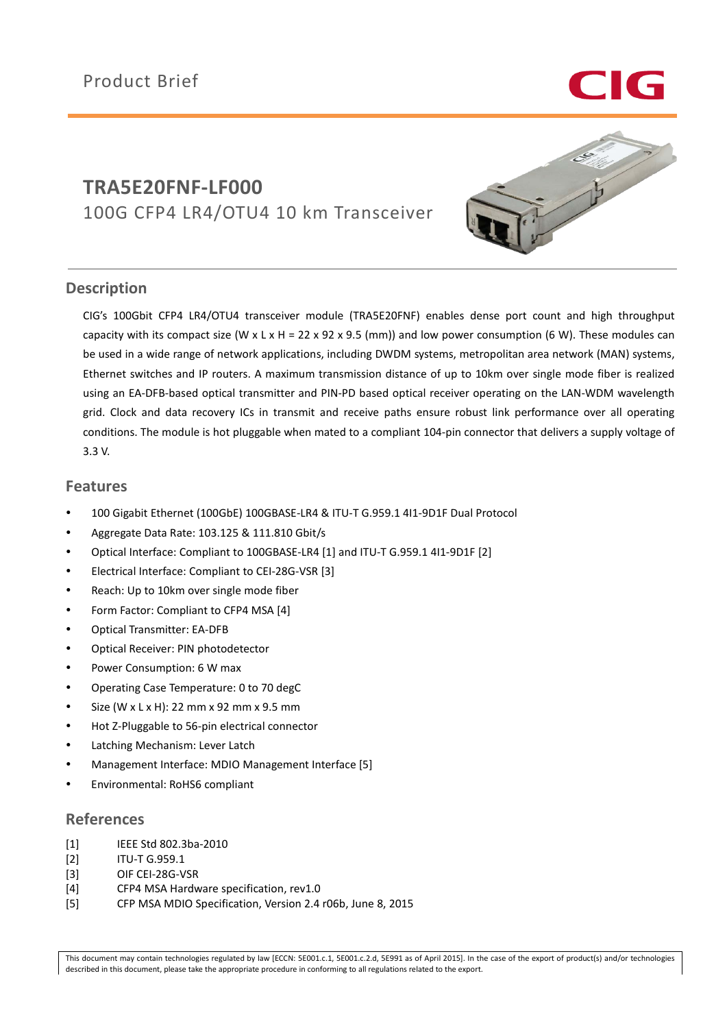Product Brief

# TRA5E20FNF-LF000

100G CFP4 LR4/OTU4 10 km Transceiver

## Description

CIG's 100Gbit CFP4 LR4/OTU4 transceiver module (TRA5E20FNF) enables dense port count and high throughput capacity with its compact size (W x L x H = 22 x 92 x 9.5 (mm)) and low power consumption (6 W). These modules can be used in a wide range of network applications, including DWDM systems, metropolitan area network (MAN) systems, Ethernet switches and IP routers. A maximum transmission distance of up to 10km over single mode fiber is realized using an EA-DFB-based optical transmitter and PIN-PD based optical receiver operating on the LAN-WDM wavelength grid. Clock and data recovery ICs in transmit and receive paths ensure robust link performance over all operating conditions. The module is hot pluggable when mated to a compliant 104-pin connector that delivers a supply voltage of 3.3 V.

## Features

- 100 Gigabit Ethernet (100GbE) 100GBASE-LR4 & ITU-T G.959.1 4I1-9D1F Dual Protocol
- Aggregate Data Rate: 103.125 & 111.810 Gbit/s
- Optical Interface: Compliant to 100GBASE-LR4 [1] and ITU-T G.959.1 4I1-9D1F [2]
- Electrical Interface: Compliant to CEI-28G-VSR [3]
- Reach: Up to 10km over single mode fiber
- Form Factor: Compliant to CFP4 MSA [4]
- Optical Transmitter: EA-DFB
- Optical Receiver: PIN photodetector
- Power Consumption: 6 W max
- Operating Case Temperature: 0 to 70 degC
- Size (W x L x H): 22 mm x 92 mm x 9.5 mm
- Hot Z-Pluggable to 56-pin electrical connector
- Latching Mechanism: Lever Latch
- Management Interface: MDIO Management Interface [5]
- Environmental: RoHS6 compliant

## References

[1] IEEE Std 802.3ba-2010
[2] ITU-T G.959.1
[3] OIF CEI-28G-VSR
[4] CFP4 MSA Hardware specification, rev1.0
[5] CFP MSA MDIO Specification, Version 2.4 r06b, June 8, 2015

This document may contain technologies regulated by law [ECCN: 5E001.c.1, 5E001.c.2.d, 5E991 as of April 2015]. In the case of the export of product(s) and/or technologies described in this document, please take the appropriate procedure in conforming to all regulations related to the export.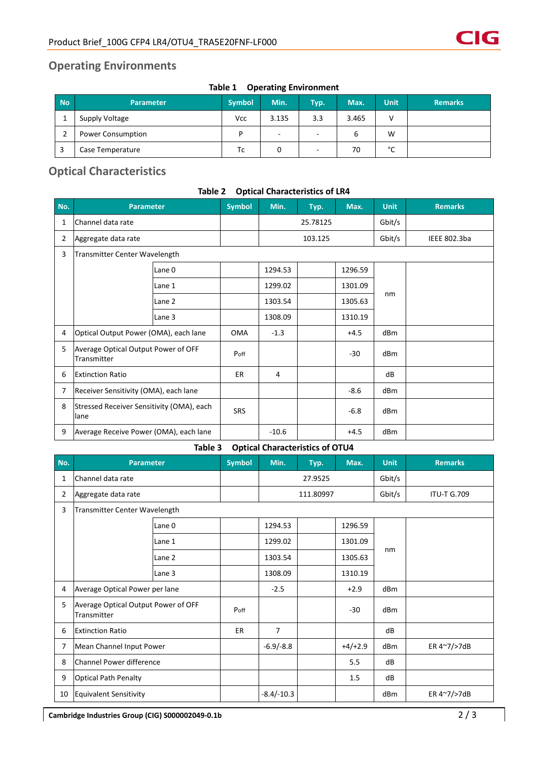## Operating Environments

**Table 1 Operating Environment**

| No | Parameter | Symbol | Min. | Typ. | Max. | Unit | Remarks |
|---|---|---|---|---|---|---|---|
| 1 | Supply Voltage | Vcc | 3.135 | 3.3 | 3.465 | V | |
| 2 | Power Consumption | P | - | - | 6 | W | |
| 3 | Case Temperature | Tc | 0 | - | 70 | °C | |

## Optical Characteristics

**Table 2 Optical Characteristics of LR4**

| No. | Parameter | | Symbol | Min. | Typ. | Max. | Unit | Remarks |
|---|---|---|---|---|---|---|---|---|
| 1 | Channel data rate | | | | 25.78125 | | Gbit/s | |
| 2 | Aggregate data rate | | | | 103.125 | | Gbit/s | IEEE 802.3ba |
| 3 | Transmitter Center Wavelength | | | | | | | |
| | | Lane 0 | | 1294.53 | | 1296.59 | nm | |
| | | Lane 1 | | 1299.02 | | 1301.09 | nm | |
| | | Lane 2 | | 1303.54 | | 1305.63 | nm | |
| | | Lane 3 | | 1308.09 | | 1310.19 | nm | |
| 4 | Optical Output Power (OMA), each lane | | OMA | -1.3 | | +4.5 | dBm | |
| 5 | Average Optical Output Power of OFF Transmitter | | $P_{off}$ | | | -30 | dBm | |
| 6 | Extinction Ratio | | ER | 4 | | | dB | |
| 7 | Receiver Sensitivity (OMA), each lane | | | | | -8.6 | dBm | |
| 8 | Stressed Receiver Sensitivity (OMA), each lane | | SRS | | | -6.8 | dBm | |
| 9 | Average Receive Power (OMA), each lane | | | -10.6 | | +4.5 | dBm | |

**Table 3 Optical Characteristics of OTU4**

| No. | Parameter | | Symbol | Min. | Typ. | Max. | Unit | Remarks |
|---|---|---|---|---|---|---|---|---|
| 1 | Channel data rate | | | | 27.9525 | | Gbit/s | |
| 2 | Aggregate data rate | | | | 111.80997 | | Gbit/s | ITU-T G.709 |
| 3 | Transmitter Center Wavelength | | | | | | | |
| | | Lane 0 | | 1294.53 | | 1296.59 | nm | |
| | | Lane 1 | | 1299.02 | | 1301.09 | nm | |
| | | Lane 2 | | 1303.54 | | 1305.63 | nm | |
| | | Lane 3 | | 1308.09 | | 1310.19 | nm | |
| 4 | Average Optical Power per lane | | | -2.5 | | +2.9 | dBm | |
| 5 | Average Optical Output Power of OFF Transmitter | | $P_{off}$ | | | -30 | dBm | |
| 6 | Extinction Ratio | | ER | 7 | | | dB | |
| 7 | Mean Channel Input Power | | | -6.9/-8.8 | | +4/+2.9 | dBm | ER 4~7/>7dB |
| 8 | Channel Power difference | | | | | 5.5 | dB | |
| 9 | Optical Path Penalty | | | | | 1.5 | dB | |
| 10 | Equivalent Sensitivity | | | -8.4/-10.3 | | | dBm | ER 4~7/>7dB |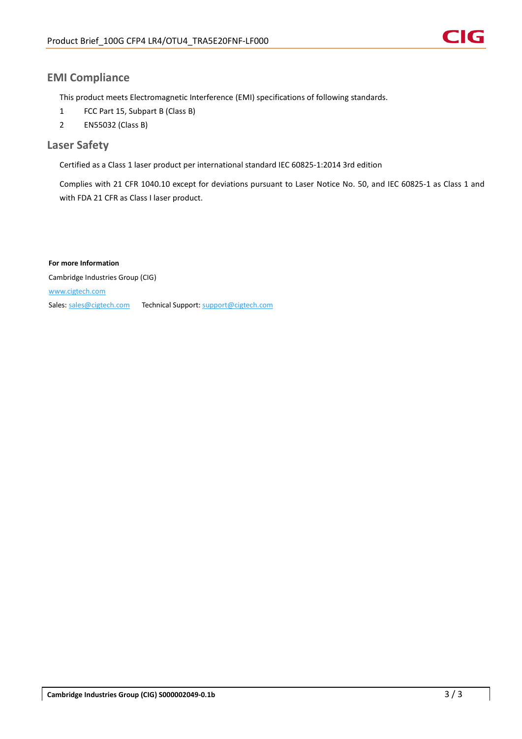## EMI Compliance

This product meets Electromagnetic Interference (EMI) specifications of following standards.

1. FCC Part 15, Subpart B (Class B)
2. EN55032 (Class B)

## Laser Safety

Certified as a Class 1 laser product per international standard IEC 60825-1:2014 3rd edition

Complies with 21 CFR 1040.10 except for deviations pursuant to Laser Notice No. 50, and IEC 60825-1 as Class 1 and with FDA 21 CFR as Class I laser product.

**For more Information**

Cambridge Industries Group (CIG)

www.cigtech.com

Sales: sales@cigtech.com Technical Support: support@cigtech.com